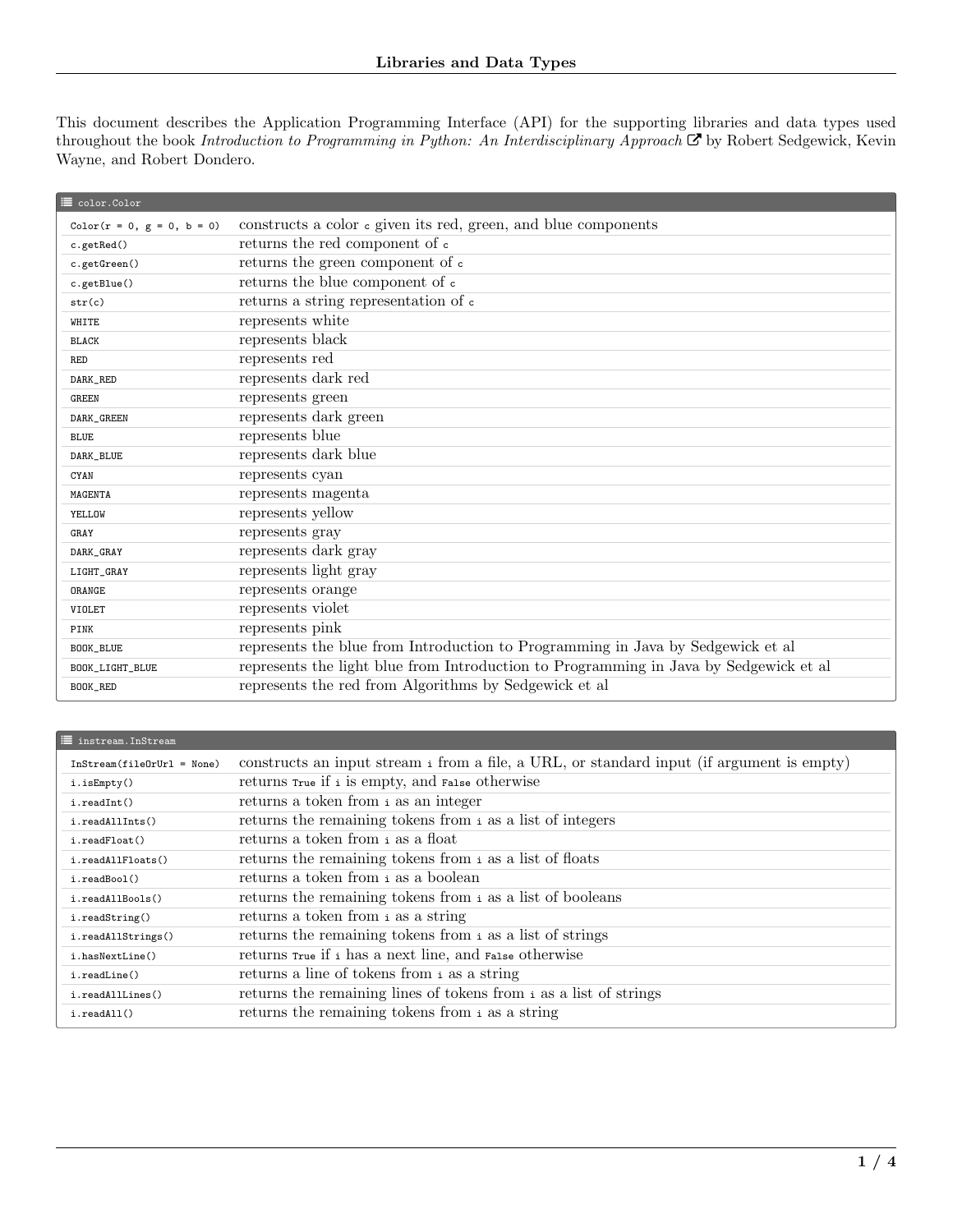# Libraries and Data Types

This document describes the Application Programming Interface (API) for the supporting libraries and data types used throughout the book *Introduction to Programming in Python: An Interdisciplinary Approach* by Robert Sedgewick, Kevin Wayne, and Robert Dondero.

| color.Color | |
|---|---|
| `Color(r = 0, g = 0, b = 0)` | constructs a color `c` given its red, green, and blue components |
| `c.getRed()` | returns the red component of `c` |
| `c.getGreen()` | returns the green component of `c` |
| `c.getBlue()` | returns the blue component of `c` |
| `str(c)` | returns a string representation of `c` |
| `WHITE` | represents white |
| `BLACK` | represents black |
| `RED` | represents red |
| `DARK_RED` | represents dark red |
| `GREEN` | represents green |
| `DARK_GREEN` | represents dark green |
| `BLUE` | represents blue |
| `DARK_BLUE` | represents dark blue |
| `CYAN` | represents cyan |
| `MAGENTA` | represents magenta |
| `YELLOW` | represents yellow |
| `GRAY` | represents gray |
| `DARK_GRAY` | represents dark gray |
| `LIGHT_GRAY` | represents light gray |
| `ORANGE` | represents orange |
| `VIOLET` | represents violet |
| `PINK` | represents pink |
| `BOOK_BLUE` | represents the blue from Introduction to Programming in Java by Sedgewick et al |
| `BOOK_LIGHT_BLUE` | represents the light blue from Introduction to Programming in Java by Sedgewick et al |
| `BOOK_RED` | represents the red from Algorithms by Sedgewick et al |

| instream.InStream | |
|---|---|
| `InStream(fileOrUrl = None)` | constructs an input stream `i` from a file, a URL, or standard input (if argument is empty) |
| `i.isEmpty()` | returns `True` if `i` is empty, and `False` otherwise |
| `i.readInt()` | returns a token from `i` as an integer |
| `i.readAllInts()` | returns the remaining tokens from `i` as a list of integers |
| `i.readFloat()` | returns a token from `i` as a float |
| `i.readAllFloats()` | returns the remaining tokens from `i` as a list of floats |
| `i.readBool()` | returns a token from `i` as a boolean |
| `i.readAllBools()` | returns the remaining tokens from `i` as a list of booleans |
| `i.readString()` | returns a token from `i` as a string |
| `i.readAllStrings()` | returns the remaining tokens from `i` as a list of strings |
| `i.hasNextLine()` | returns `True` if `i` has a next line, and `False` otherwise |
| `i.readLine()` | returns a line of tokens from `i` as a string |
| `i.readAllLines()` | returns the remaining lines of tokens from `i` as a list of strings |
| `i.readAll()` | returns the remaining tokens from `i` as a string |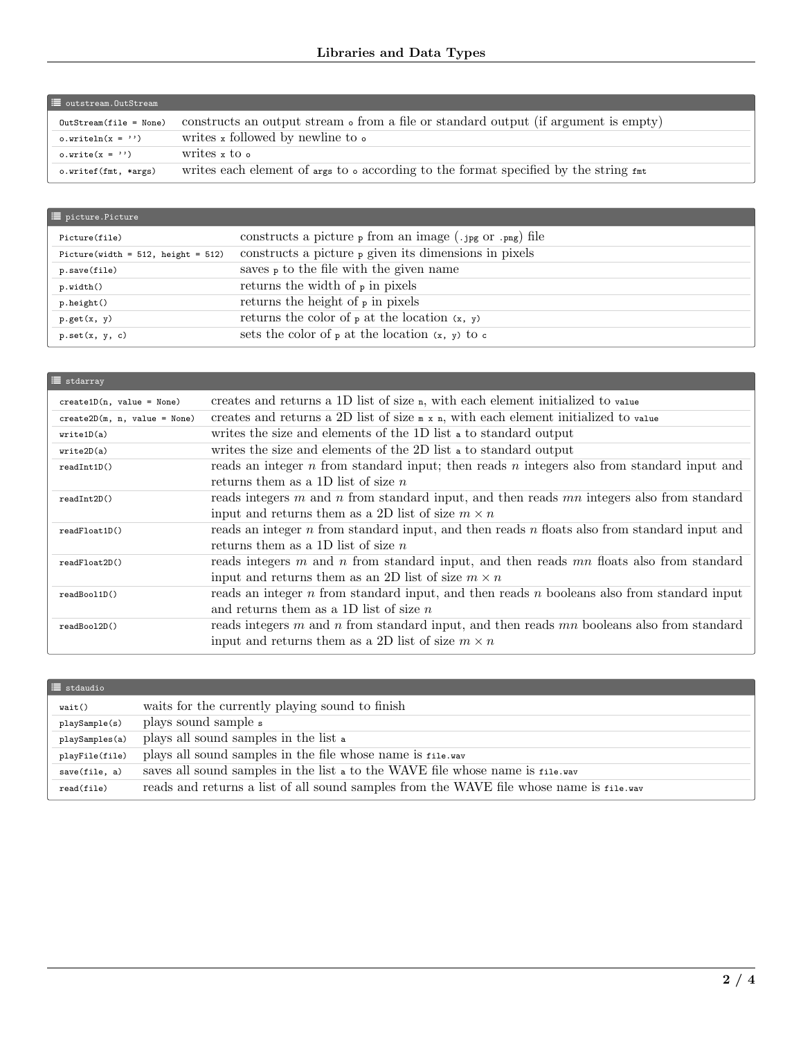## outstream.OutStream

| | |
|---|---|
| `OutStream(file = None)` | constructs an output stream `o` from a file or standard output (if argument is empty) |
| `o.writeln(x = '')` | writes `x` followed by newline to `o` |
| `o.write(x = '')` | writes `x` to `o` |
| `o.writef(fmt, *args)` | writes each element of `args` to `o` according to the format specified by the string `fmt` |

## picture.Picture

| | |
|---|---|
| `Picture(file)` | constructs a picture `p` from an image (`.jpg` or `.png`) file |
| `Picture(width = 512, height = 512)` | constructs a picture `p` given its dimensions in pixels |
| `p.save(file)` | saves `p` to the file with the given name |
| `p.width()` | returns the width of `p` in pixels |
| `p.height()` | returns the height of `p` in pixels |
| `p.get(x, y)` | returns the color of `p` at the location `(x, y)` |
| `p.set(x, y, c)` | sets the color of `p` at the location `(x, y)` to `c` |

## stdarray

| | |
|---|---|
| `create1D(n, value = None)` | creates and returns a 1D list of size `n`, with each element initialized to `value` |
| `create2D(m, n, value = None)` | creates and returns a 2D list of size `m x n`, with each element initialized to `value` |
| `write1D(a)` | writes the size and elements of the 1D list `a` to standard output |
| `write2D(a)` | writes the size and elements of the 2D list `a` to standard output |
| `readInt1D()` | reads an integer $n$ from standard input; then reads $n$ integers also from standard input and returns them as a 1D list of size $n$ |
| `readInt2D()` | reads integers $m$ and $n$ from standard input, and then reads $mn$ integers also from standard input and returns them as a 2D list of size $m \times n$ |
| `readFloat1D()` | reads an integer $n$ from standard input, and then reads $n$ floats also from standard input and returns them as a 1D list of size $n$ |
| `readFloat2D()` | reads integers $m$ and $n$ from standard input, and then reads $mn$ floats also from standard input and returns them as an 2D list of size $m \times n$ |
| `readBool1D()` | reads an integer $n$ from standard input, and then reads $n$ booleans also from standard input and returns them as a 1D list of size $n$ |
| `readBool2D()` | reads integers $m$ and $n$ from standard input, and then reads $mn$ booleans also from standard input and returns them as a 2D list of size $m \times n$ |

## stdaudio

| | |
|---|---|
| `wait()` | waits for the currently playing sound to finish |
| `playSample(s)` | plays sound sample `s` |
| `playSamples(a)` | plays all sound samples in the list `a` |
| `playFile(file)` | plays all sound samples in the file whose name is `file.wav` |
| `save(file, a)` | saves all sound samples in the list `a` to the WAVE file whose name is `file.wav` |
| `read(file)` | reads and returns a list of all sound samples from the WAVE file whose name is `file.wav` |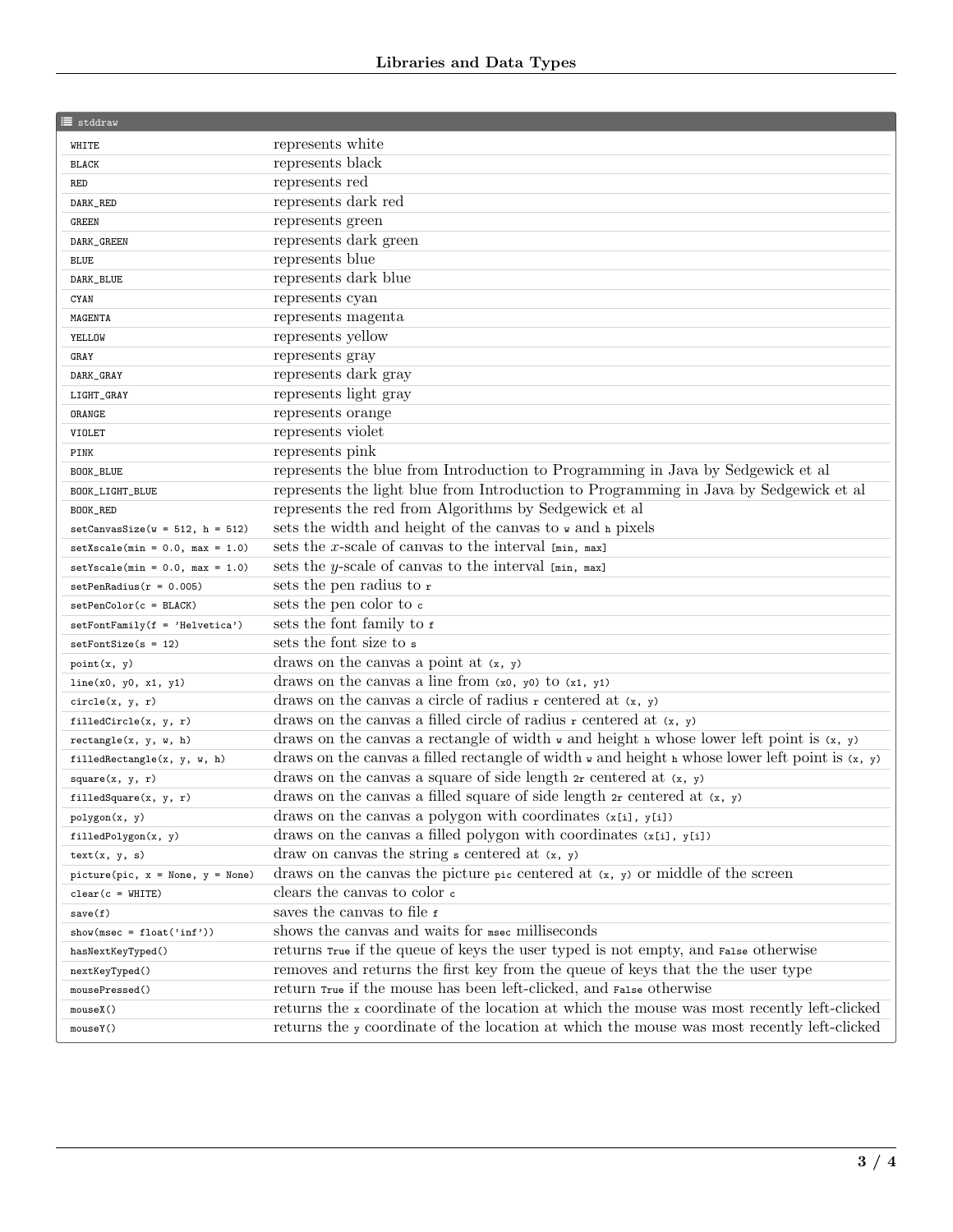| stddraw | |
|---|---|
| `WHITE` | represents white |
| `BLACK` | represents black |
| `RED` | represents red |
| `DARK_RED` | represents dark red |
| `GREEN` | represents green |
| `DARK_GREEN` | represents dark green |
| `BLUE` | represents blue |
| `DARK_BLUE` | represents dark blue |
| `CYAN` | represents cyan |
| `MAGENTA` | represents magenta |
| `YELLOW` | represents yellow |
| `GRAY` | represents gray |
| `DARK_GRAY` | represents dark gray |
| `LIGHT_GRAY` | represents light gray |
| `ORANGE` | represents orange |
| `VIOLET` | represents violet |
| `PINK` | represents pink |
| `BOOK_BLUE` | represents the blue from Introduction to Programming in Java by Sedgewick et al |
| `BOOK_LIGHT_BLUE` | represents the light blue from Introduction to Programming in Java by Sedgewick et al |
| `BOOK_RED` | represents the red from Algorithms by Sedgewick et al |
| `setCanvasSize(w = 512, h = 512)` | sets the width and height of the canvas to `w` and `h` pixels |
| `setXscale(min = 0.0, max = 1.0)` | sets the $x$-scale of canvas to the interval `[min, max]` |
| `setYscale(min = 0.0, max = 1.0)` | sets the $y$-scale of canvas to the interval `[min, max]` |
| `setPenRadius(r = 0.005)` | sets the pen radius to `r` |
| `setPenColor(c = BLACK)` | sets the pen color to `c` |
| `setFontFamily(f = 'Helvetica')` | sets the font family to `f` |
| `setFontSize(s = 12)` | sets the font size to `s` |
| `point(x, y)` | draws on the canvas a point at `(x, y)` |
| `line(x0, y0, x1, y1)` | draws on the canvas a line from `(x0, y0)` to `(x1, y1)` |
| `circle(x, y, r)` | draws on the canvas a circle of radius `r` centered at `(x, y)` |
| `filledCircle(x, y, r)` | draws on the canvas a filled circle of radius `r` centered at `(x, y)` |
| `rectangle(x, y, w, h)` | draws on the canvas a rectangle of width `w` and height `h` whose lower left point is `(x, y)` |
| `filledRectangle(x, y, w, h)` | draws on the canvas a filled rectangle of width `w` and height `h` whose lower left point is `(x, y)` |
| `square(x, y, r)` | draws on the canvas a square of side length `2r` centered at `(x, y)` |
| `filledSquare(x, y, r)` | draws on the canvas a filled square of side length `2r` centered at `(x, y)` |
| `polygon(x, y)` | draws on the canvas a polygon with coordinates `(x[i], y[i])` |
| `filledPolygon(x, y)` | draws on the canvas a filled polygon with coordinates `(x[i], y[i])` |
| `text(x, y, s)` | draw on canvas the string `s` centered at `(x, y)` |
| `picture(pic, x = None, y = None)` | draws on the canvas the picture `pic` centered at `(x, y)` or middle of the screen |
| `clear(c = WHITE)` | clears the canvas to color `c` |
| `save(f)` | saves the canvas to file `f` |
| `show(msec = float('inf'))` | shows the canvas and waits for `msec` milliseconds |
| `hasNextKeyTyped()` | returns `True` if the queue of keys the user typed is not empty, and `False` otherwise |
| `nextKeyTyped()` | removes and returns the first key from the queue of keys that the the user type |
| `mousePressed()` | return `True` if the mouse has been left-clicked, and `False` otherwise |
| `mouseX()` | returns the `x` coordinate of the location at which the mouse was most recently left-clicked |
| `mouseY()` | returns the `y` coordinate of the location at which the mouse was most recently left-clicked |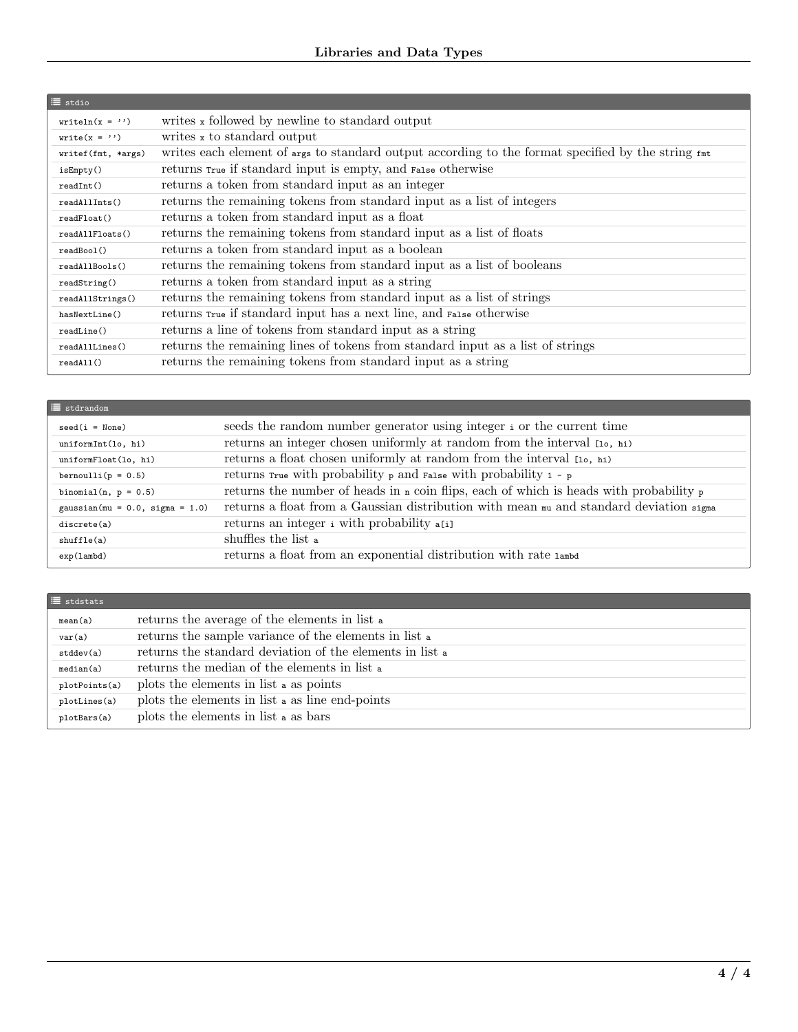| stdio | |
|---|---|
| `writeln(x = '')` | writes `x` followed by newline to standard output |
| `write(x = '')` | writes `x` to standard output |
| `writef(fmt, *args)` | writes each element of `args` to standard output according to the format specified by the string `fmt` |
| `isEmpty()` | returns `True` if standard input is empty, and `False` otherwise |
| `readInt()` | returns a token from standard input as an integer |
| `readAllInts()` | returns the remaining tokens from standard input as a list of integers |
| `readFloat()` | returns a token from standard input as a float |
| `readAllFloats()` | returns the remaining tokens from standard input as a list of floats |
| `readBool()` | returns a token from standard input as a boolean |
| `readAllBools()` | returns the remaining tokens from standard input as a list of booleans |
| `readString()` | returns a token from standard input as a string |
| `readAllStrings()` | returns the remaining tokens from standard input as a list of strings |
| `hasNextLine()` | returns `True` if standard input has a next line, and `False` otherwise |
| `readLine()` | returns a line of tokens from standard input as a string |
| `readAllLines()` | returns the remaining lines of tokens from standard input as a list of strings |
| `readAll()` | returns the remaining tokens from standard input as a string |

| stdrandom | |
|---|---|
| `seed(i = None)` | seeds the random number generator using integer `i` or the current time |
| `uniformInt(lo, hi)` | returns an integer chosen uniformly at random from the interval `[lo, hi)` |
| `uniformFloat(lo, hi)` | returns a float chosen uniformly at random from the interval `[lo, hi)` |
| `bernoulli(p = 0.5)` | returns `True` with probability `p` and `False` with probability `1 - p` |
| `binomial(n, p = 0.5)` | returns the number of heads in `n` coin flips, each of which is heads with probability `p` |
| `gaussian(mu = 0.0, sigma = 1.0)` | returns a float from a Gaussian distribution with mean `mu` and standard deviation `sigma` |
| `discrete(a)` | returns an integer `i` with probability `a[i]` |
| `shuffle(a)` | shuffles the list `a` |
| `exp(lambd)` | returns a float from an exponential distribution with rate `lambd` |

| stdstats | |
|---|---|
| `mean(a)` | returns the average of the elements in list `a` |
| `var(a)` | returns the sample variance of the elements in list `a` |
| `stddev(a)` | returns the standard deviation of the elements in list `a` |
| `median(a)` | returns the median of the elements in list `a` |
| `plotPoints(a)` | plots the elements in list `a` as points |
| `plotLines(a)` | plots the elements in list `a` as line end-points |
| `plotBars(a)` | plots the elements in list `a` as bars |